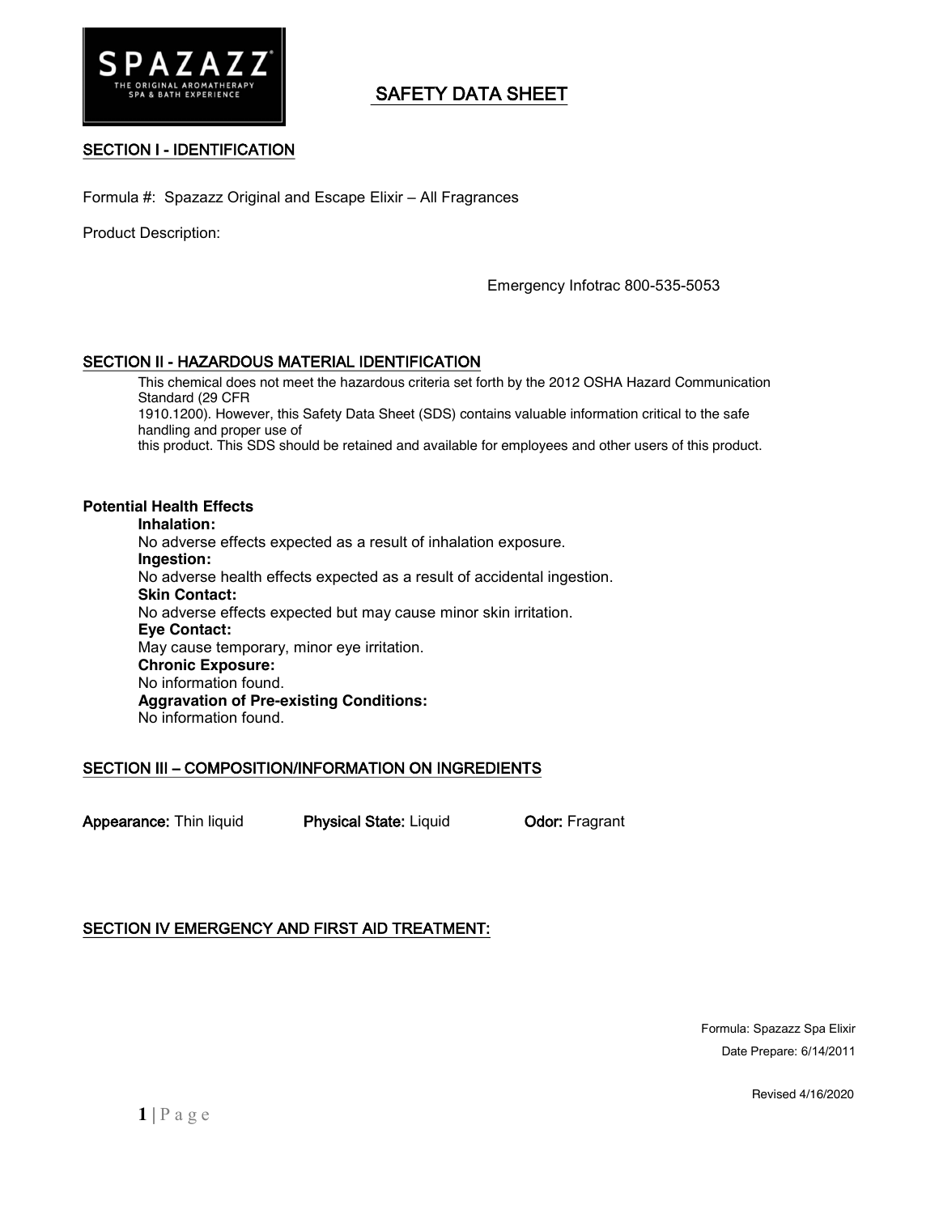# SAFETY DATA SHEET

## SECTION I - IDENTIFICATION

Formula #: Spazazz Original and Escape Elixir – All Fragrances

Product Description:

Emergency Infotrac 800-535-5053

## SECTION II - HAZARDOUS MATERIAL IDENTIFICATION

This chemical does not meet the hazardous criteria set forth by the 2012 OSHA Hazard Communication Standard (29 CFR 1910.1200). However, this Safety Data Sheet (SDS) contains valuable information critical to the safe handling and proper use of this product. This SDS should be retained and available for employees and other users of this product.

**Potential Health Effects**

**Inhalation:**
No adverse effects expected as a result of inhalation exposure.

**Ingestion:**
No adverse health effects expected as a result of accidental ingestion.

**Skin Contact:**
No adverse effects expected but may cause minor skin irritation.

**Eye Contact:**
May cause temporary, minor eye irritation.

**Chronic Exposure:**
No information found.

**Aggravation of Pre-existing Conditions:**
No information found.

## SECTION III – COMPOSITION/INFORMATION ON INGREDIENTS

**Appearance:** Thin liquid **Physical State:** Liquid **Odor:** Fragrant

## SECTION IV EMERGENCY AND FIRST AID TREATMENT:

Formula: Spazazz Spa Elixir
Date Prepare: 6/14/2011

Revised 4/16/2020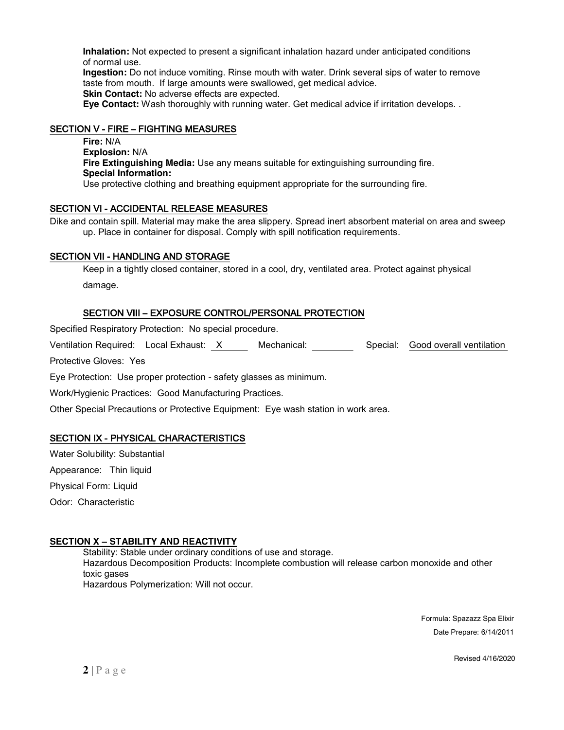**Inhalation:** Not expected to present a significant inhalation hazard under anticipated conditions of normal use.

**Ingestion:** Do not induce vomiting. Rinse mouth with water. Drink several sips of water to remove taste from mouth. If large amounts were swallowed, get medical advice.

**Skin Contact:** No adverse effects are expected.

**Eye Contact:** Wash thoroughly with running water. Get medical advice if irritation develops. .

## SECTION V - FIRE – FIGHTING MEASURES

**Fire:** N/A

**Explosion:** N/A

**Fire Extinguishing Media:** Use any means suitable for extinguishing surrounding fire.

**Special Information:**

Use protective clothing and breathing equipment appropriate for the surrounding fire.

## SECTION VI - ACCIDENTAL RELEASE MEASURES

Dike and contain spill. Material may make the area slippery. Spread inert absorbent material on area and sweep up. Place in container for disposal. Comply with spill notification requirements.

## SECTION VII - HANDLING AND STORAGE

Keep in a tightly closed container, stored in a cool, dry, ventilated area. Protect against physical damage.

## SECTION VIII – EXPOSURE CONTROL/PERSONAL PROTECTION

Specified Respiratory Protection: No special procedure.

Ventilation Required: Local Exhaust: X Mechanical: ________ Special: Good overall ventilation

Protective Gloves: Yes

Eye Protection: Use proper protection - safety glasses as minimum.

Work/Hygienic Practices: Good Manufacturing Practices.

Other Special Precautions or Protective Equipment: Eye wash station in work area.

## SECTION IX - PHYSICAL CHARACTERISTICS

Water Solubility: Substantial

Appearance: Thin liquid

Physical Form: Liquid

Odor: Characteristic

## SECTION X – STABILITY AND REACTIVITY

Stability: Stable under ordinary conditions of use and storage.

Hazardous Decomposition Products: Incomplete combustion will release carbon monoxide and other toxic gases

Hazardous Polymerization: Will not occur.

Formula: Spazazz Spa Elixir
Date Prepare: 6/14/2011

Revised 4/16/2020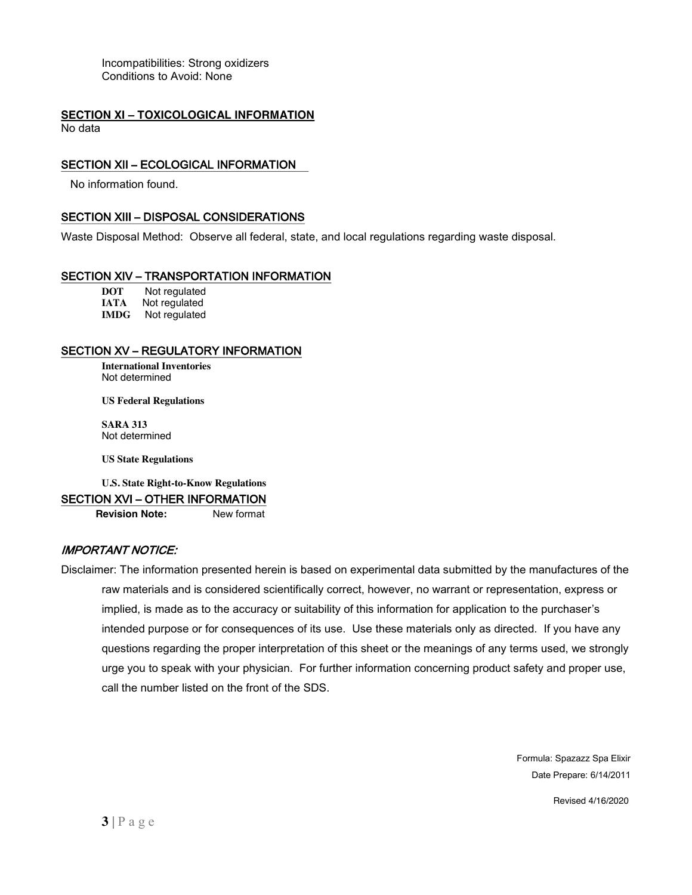Incompatibilities: Strong oxidizers
Conditions to Avoid: None

## SECTION XI – TOXICOLOGICAL INFORMATION

No data

## SECTION XII – ECOLOGICAL INFORMATION

No information found.

## SECTION XIII – DISPOSAL CONSIDERATIONS

Waste Disposal Method: Observe all federal, state, and local regulations regarding waste disposal.

## SECTION XIV – TRANSPORTATION INFORMATION

**DOT** Not regulated
**IATA** Not regulated
**IMDG** Not regulated

## SECTION XV – REGULATORY INFORMATION

**International Inventories**
Not determined

**US Federal Regulations**

**SARA 313**
Not determined

**US State Regulations**

**U.S. State Right-to-Know Regulations**

## SECTION XVI – OTHER INFORMATION

**Revision Note:** New format

### *IMPORTANT NOTICE:*

Disclaimer: The information presented herein is based on experimental data submitted by the manufactures of the raw materials and is considered scientifically correct, however, no warrant or representation, express or implied, is made as to the accuracy or suitability of this information for application to the purchaser's intended purpose or for consequences of its use. Use these materials only as directed. If you have any questions regarding the proper interpretation of this sheet or the meanings of any terms used, we strongly urge you to speak with your physician. For further information concerning product safety and proper use, call the number listed on the front of the SDS.

Formula: Spazazz Spa Elixir
Date Prepare: 6/14/2011

Revised 4/16/2020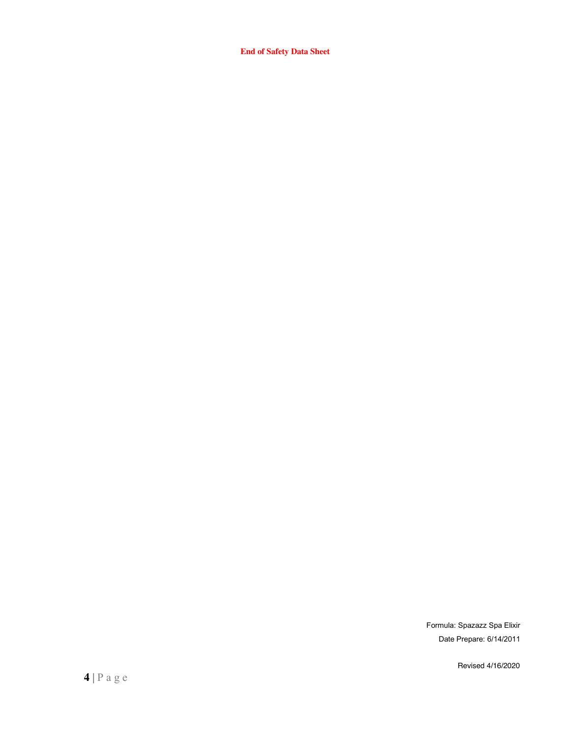**End of Safety Data Sheet**

Formula: Spazazz Spa Elixir
Date Prepare: 6/14/2011

Revised 4/16/2020